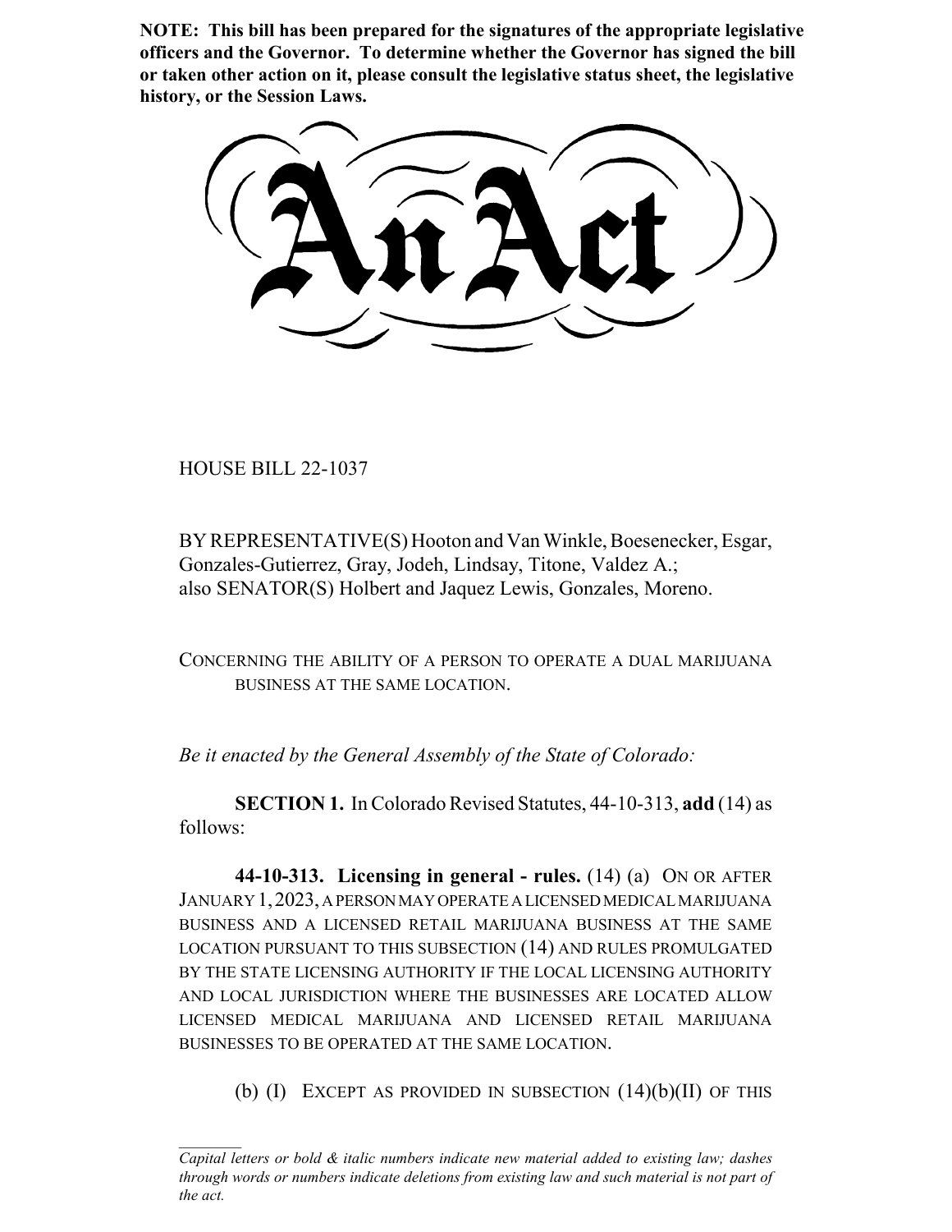**NOTE: This bill has been prepared for the signatures of the appropriate legislative officers and the Governor. To determine whether the Governor has signed the bill or taken other action on it, please consult the legislative status sheet, the legislative history, or the Session Laws.**

# An Act

HOUSE BILL 22-1037

BY REPRESENTATIVE(S) Hooton and Van Winkle, Boesenecker, Esgar, Gonzales-Gutierrez, Gray, Jodeh, Lindsay, Titone, Valdez A.;
also SENATOR(S) Holbert and Jaquez Lewis, Gonzales, Moreno.

CONCERNING THE ABILITY OF A PERSON TO OPERATE A DUAL MARIJUANA BUSINESS AT THE SAME LOCATION.

*Be it enacted by the General Assembly of the State of Colorado:*

**SECTION 1.** In Colorado Revised Statutes, 44-10-313, **add** (14) as follows:

**44-10-313. Licensing in general - rules.** (14) (a) ON OR AFTER JANUARY 1, 2023, A PERSON MAY OPERATE A LICENSED MEDICAL MARIJUANA BUSINESS AND A LICENSED RETAIL MARIJUANA BUSINESS AT THE SAME LOCATION PURSUANT TO THIS SUBSECTION (14) AND RULES PROMULGATED BY THE STATE LICENSING AUTHORITY IF THE LOCAL LICENSING AUTHORITY AND LOCAL JURISDICTION WHERE THE BUSINESSES ARE LOCATED ALLOW LICENSED MEDICAL MARIJUANA AND LICENSED RETAIL MARIJUANA BUSINESSES TO BE OPERATED AT THE SAME LOCATION.

(b) (I) EXCEPT AS PROVIDED IN SUBSECTION (14)(b)(II) OF THIS

*Capital letters or bold & italic numbers indicate new material added to existing law; dashes through words or numbers indicate deletions from existing law and such material is not part of the act.*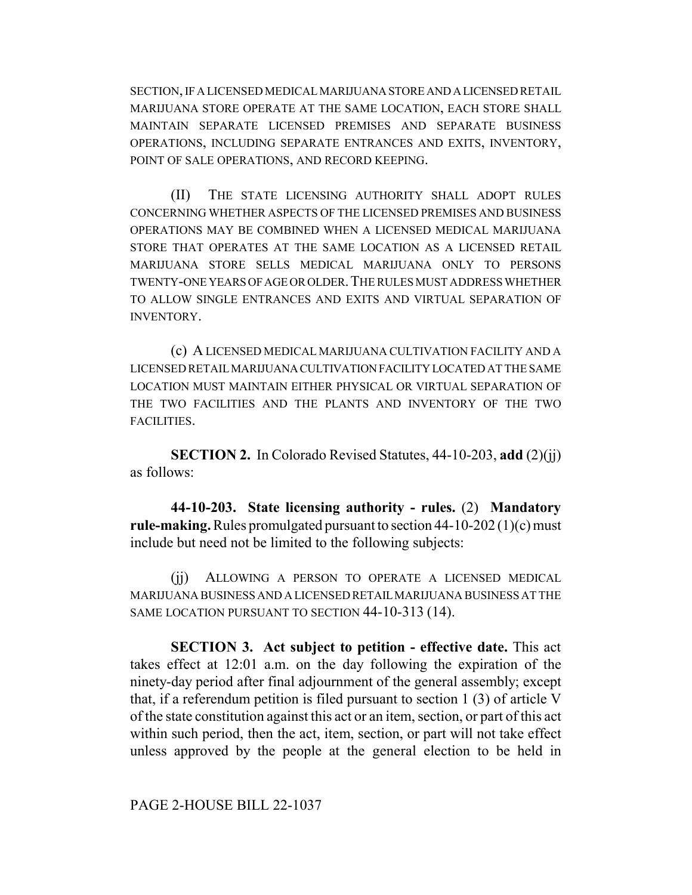SECTION, IF A LICENSED MEDICAL MARIJUANA STORE AND A LICENSED RETAIL MARIJUANA STORE OPERATE AT THE SAME LOCATION, EACH STORE SHALL MAINTAIN SEPARATE LICENSED PREMISES AND SEPARATE BUSINESS OPERATIONS, INCLUDING SEPARATE ENTRANCES AND EXITS, INVENTORY, POINT OF SALE OPERATIONS, AND RECORD KEEPING.

(II) THE STATE LICENSING AUTHORITY SHALL ADOPT RULES CONCERNING WHETHER ASPECTS OF THE LICENSED PREMISES AND BUSINESS OPERATIONS MAY BE COMBINED WHEN A LICENSED MEDICAL MARIJUANA STORE THAT OPERATES AT THE SAME LOCATION AS A LICENSED RETAIL MARIJUANA STORE SELLS MEDICAL MARIJUANA ONLY TO PERSONS TWENTY-ONE YEARS OF AGE OR OLDER. THE RULES MUST ADDRESS WHETHER TO ALLOW SINGLE ENTRANCES AND EXITS AND VIRTUAL SEPARATION OF INVENTORY.

(c) A LICENSED MEDICAL MARIJUANA CULTIVATION FACILITY AND A LICENSED RETAIL MARIJUANA CULTIVATION FACILITY LOCATED AT THE SAME LOCATION MUST MAINTAIN EITHER PHYSICAL OR VIRTUAL SEPARATION OF THE TWO FACILITIES AND THE PLANTS AND INVENTORY OF THE TWO FACILITIES.

**SECTION 2.** In Colorado Revised Statutes, 44-10-203, **add** (2)(jj) as follows:

**44-10-203. State licensing authority - rules.** (2) **Mandatory rule-making.** Rules promulgated pursuant to section 44-10-202 (1)(c) must include but need not be limited to the following subjects:

(jj) ALLOWING A PERSON TO OPERATE A LICENSED MEDICAL MARIJUANA BUSINESS AND A LICENSED RETAIL MARIJUANA BUSINESS AT THE SAME LOCATION PURSUANT TO SECTION 44-10-313 (14).

**SECTION 3. Act subject to petition - effective date.** This act takes effect at 12:01 a.m. on the day following the expiration of the ninety-day period after final adjournment of the general assembly; except that, if a referendum petition is filed pursuant to section 1 (3) of article V of the state constitution against this act or an item, section, or part of this act within such period, then the act, item, section, or part will not take effect unless approved by the people at the general election to be held in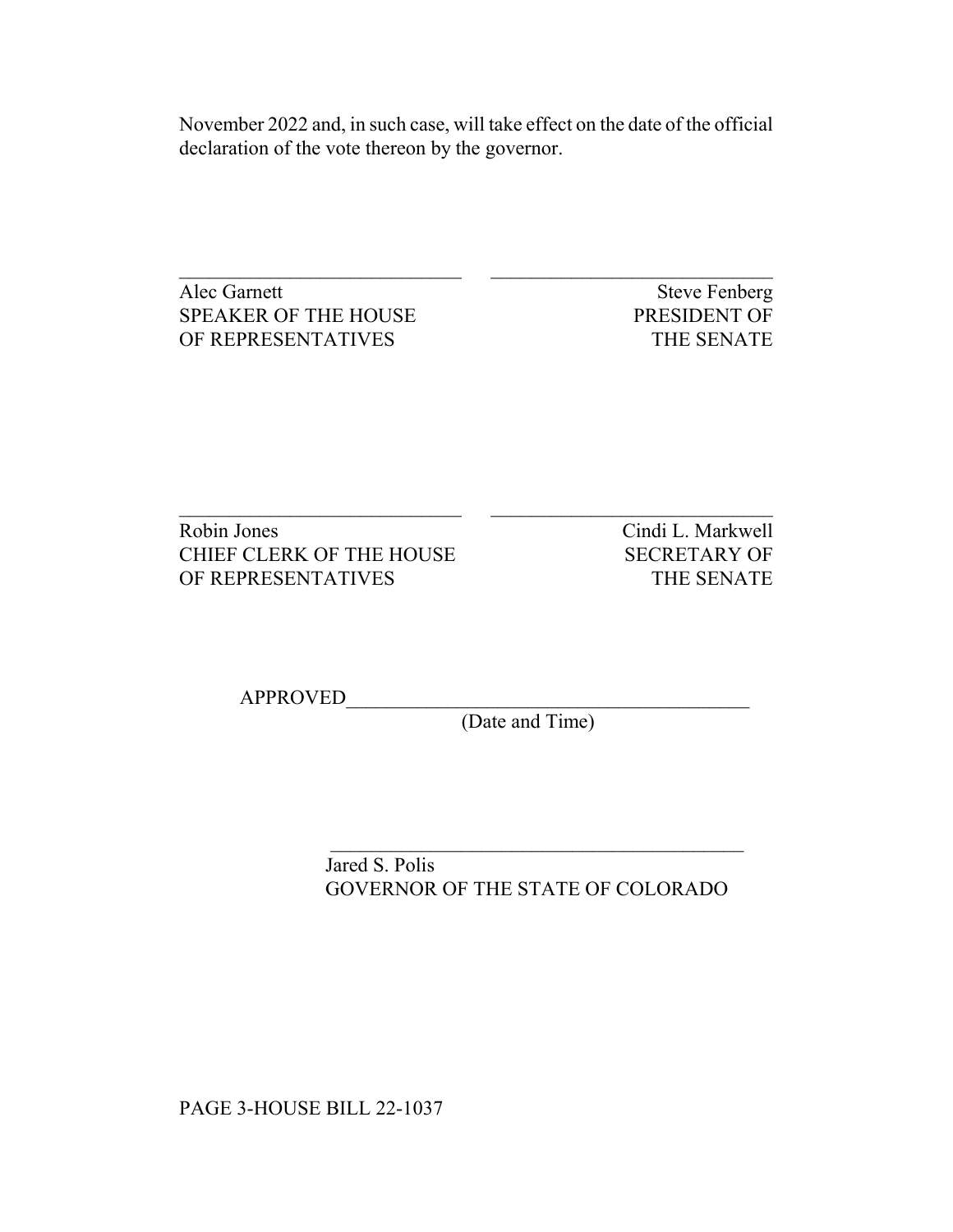November 2022 and, in such case, will take effect on the date of the official declaration of the vote thereon by the governor.

____________________________ ____________________________

Alec Garnett
SPEAKER OF THE HOUSE
OF REPRESENTATIVES

Steve Fenberg
PRESIDENT OF
THE SENATE

____________________________ ____________________________

Robin Jones
CHIEF CLERK OF THE HOUSE
OF REPRESENTATIVES

Cindi L. Markwell
SECRETARY OF
THE SENATE

APPROVED________________________________________
(Date and Time)

_________________________________________

Jared S. Polis
GOVERNOR OF THE STATE OF COLORADO

PAGE 3-HOUSE BILL 22-1037